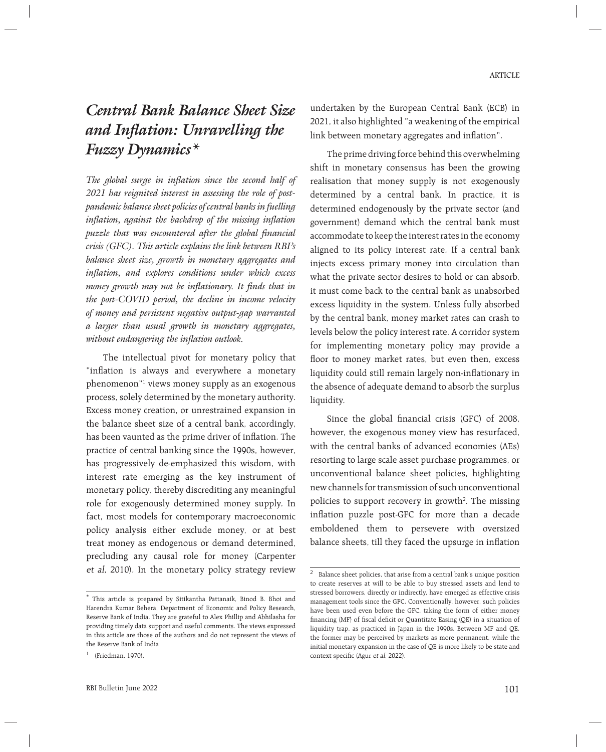# *Central Bank Balance Sheet Size and Inflation: Unravelling the Fuzzy Dynamics*\*

*The global surge in inflation since the second half of 2021 has reignited interest in assessing the role of post-pandemic balance sheet policies of central banks in fuelling inflation, against the backdrop of the missing inflation puzzle that was encountered after the global financial crisis (GFC). This article explains the link between RBI's balance sheet size, growth in monetary aggregates and inflation, and explores conditions under which excess money growth may not be inflationary. It finds that in the post-COVID period, the decline in income velocity of money and persistent negative output-gap warranted a larger than usual growth in monetary aggregates, without endangering the inflation outlook.*

The intellectual pivot for monetary policy that "inflation is always and everywhere a monetary phenomenon"[1] views money supply as an exogenous process, solely determined by the monetary authority. Excess money creation, or unrestrained expansion in the balance sheet size of a central bank, accordingly, has been vaunted as the prime driver of inflation. The practice of central banking since the 1990s, however, has progressively de-emphasized this wisdom, with interest rate emerging as the key instrument of monetary policy, thereby discrediting any meaningful role for exogenously determined money supply. In fact, most models for contemporary macroeconomic policy analysis either exclude money, or at best treat money as endogenous or demand determined, precluding any causal role for money (Carpenter *et al*, 2010). In the monetary policy strategy review undertaken by the European Central Bank (ECB) in 2021, it also highlighted "a weakening of the empirical link between monetary aggregates and inflation".

The prime driving force behind this overwhelming shift in monetary consensus has been the growing realisation that money supply is not exogenously determined by a central bank. In practice, it is determined endogenously by the private sector (and government) demand which the central bank must accommodate to keep the interest rates in the economy aligned to its policy interest rate. If a central bank injects excess primary money into circulation than what the private sector desires to hold or can absorb, it must come back to the central bank as unabsorbed excess liquidity in the system. Unless fully absorbed by the central bank, money market rates can crash to levels below the policy interest rate. A corridor system for implementing monetary policy may provide a floor to money market rates, but even then, excess liquidity could still remain largely non-inflationary in the absence of adequate demand to absorb the surplus liquidity.

Since the global financial crisis (GFC) of 2008, however, the exogenous money view has resurfaced, with the central banks of advanced economies (AEs) resorting to large scale asset purchase programmes, or unconventional balance sheet policies, highlighting new channels for transmission of such unconventional policies to support recovery in growth[2]. The missing inflation puzzle post-GFC for more than a decade emboldened them to persevere with oversized balance sheets, till they faced the upsurge in inflation

---

\* This article is prepared by Sitikantha Pattanaik, Binod B. Bhoi and Harendra Kumar Behera, Department of Economic and Policy Research, Reserve Bank of India. They are grateful to Alex Phillip and Abhilasha for providing timely data support and useful comments. The views expressed in this article are those of the authors and do not represent the views of the Reserve Bank of India

[1] (Friedman, 1970).

[2] Balance sheet policies, that arise from a central bank's unique position to create reserves at will to be able to buy stressed assets and lend to stressed borrowers, directly or indirectly, have emerged as effective crisis management tools since the GFC. Conventionally, however, such policies have been used even before the GFC, taking the form of either money financing (MF) of fiscal deficit or Quantitate Easing (QE) in a situation of liquidity trap, as practiced in Japan in the 1990s. Between MF and QE, the former may be perceived by markets as more permanent, while the initial monetary expansion in the case of QE is more likely to be state and context specific (Agur *et al*, 2022).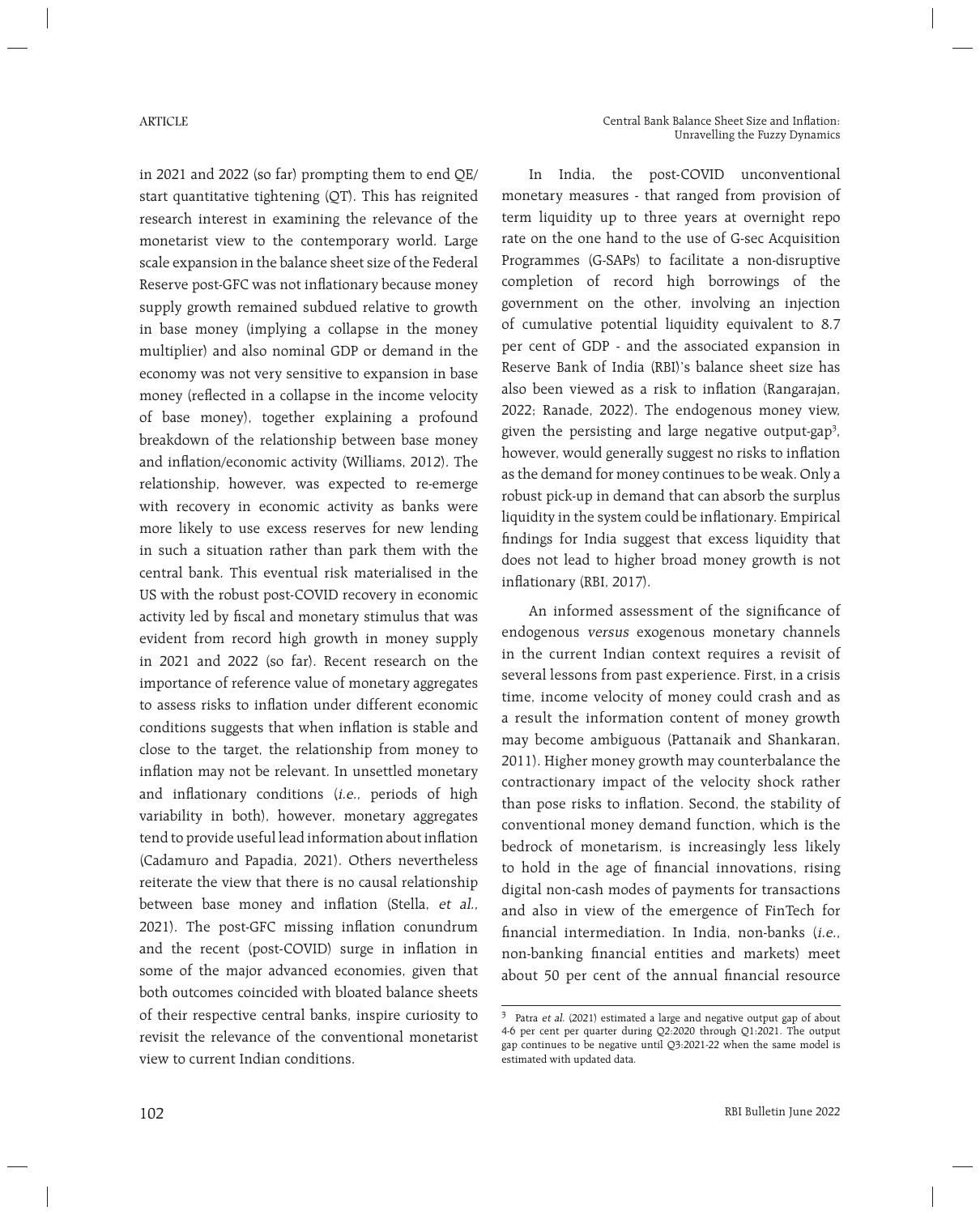in 2021 and 2022 (so far) prompting them to end QE/start quantitative tightening (QT). This has reignited research interest in examining the relevance of the monetarist view to the contemporary world. Large scale expansion in the balance sheet size of the Federal Reserve post-GFC was not inflationary because money supply growth remained subdued relative to growth in base money (implying a collapse in the money multiplier) and also nominal GDP or demand in the economy was not very sensitive to expansion in base money (reflected in a collapse in the income velocity of base money), together explaining a profound breakdown of the relationship between base money and inflation/economic activity (Williams, 2012). The relationship, however, was expected to re-emerge with recovery in economic activity as banks were more likely to use excess reserves for new lending in such a situation rather than park them with the central bank. This eventual risk materialised in the US with the robust post-COVID recovery in economic activity led by fiscal and monetary stimulus that was evident from record high growth in money supply in 2021 and 2022 (so far). Recent research on the importance of reference value of monetary aggregates to assess risks to inflation under different economic conditions suggests that when inflation is stable and close to the target, the relationship from money to inflation may not be relevant. In unsettled monetary and inflationary conditions (*i.e.,* periods of high variability in both), however, monetary aggregates tend to provide useful lead information about inflation (Cadamuro and Papadia, 2021). Others nevertheless reiterate the view that there is no causal relationship between base money and inflation (Stella, *et al.,* 2021). The post-GFC missing inflation conundrum and the recent (post-COVID) surge in inflation in some of the major advanced economies, given that both outcomes coincided with bloated balance sheets of their respective central banks, inspire curiosity to revisit the relevance of the conventional monetarist view to current Indian conditions.

In India, the post-COVID unconventional monetary measures - that ranged from provision of term liquidity up to three years at overnight repo rate on the one hand to the use of G-sec Acquisition Programmes (G-SAPs) to facilitate a non-disruptive completion of record high borrowings of the government on the other, involving an injection of cumulative potential liquidity equivalent to 8.7 per cent of GDP - and the associated expansion in Reserve Bank of India (RBI)'s balance sheet size has also been viewed as a risk to inflation (Rangarajan, 2022; Ranade, 2022). The endogenous money view, given the persisting and large negative output-gap[3], however, would generally suggest no risks to inflation as the demand for money continues to be weak. Only a robust pick-up in demand that can absorb the surplus liquidity in the system could be inflationary. Empirical findings for India suggest that excess liquidity that does not lead to higher broad money growth is not inflationary (RBI, 2017).

An informed assessment of the significance of endogenous *versus* exogenous monetary channels in the current Indian context requires a revisit of several lessons from past experience. First, in a crisis time, income velocity of money could crash and as a result the information content of money growth may become ambiguous (Pattanaik and Shankaran, 2011). Higher money growth may counterbalance the contractionary impact of the velocity shock rather than pose risks to inflation. Second, the stability of conventional money demand function, which is the bedrock of monetarism, is increasingly less likely to hold in the age of financial innovations, rising digital non-cash modes of payments for transactions and also in view of the emergence of FinTech for financial intermediation. In India, non-banks (*i.e.,* non-banking financial entities and markets) meet about 50 per cent of the annual financial resource

[3] Patra *et al.* (2021) estimated a large and negative output gap of about 4-6 per cent per quarter during Q2:2020 through Q1:2021. The output gap continues to be negative until Q3:2021-22 when the same model is estimated with updated data.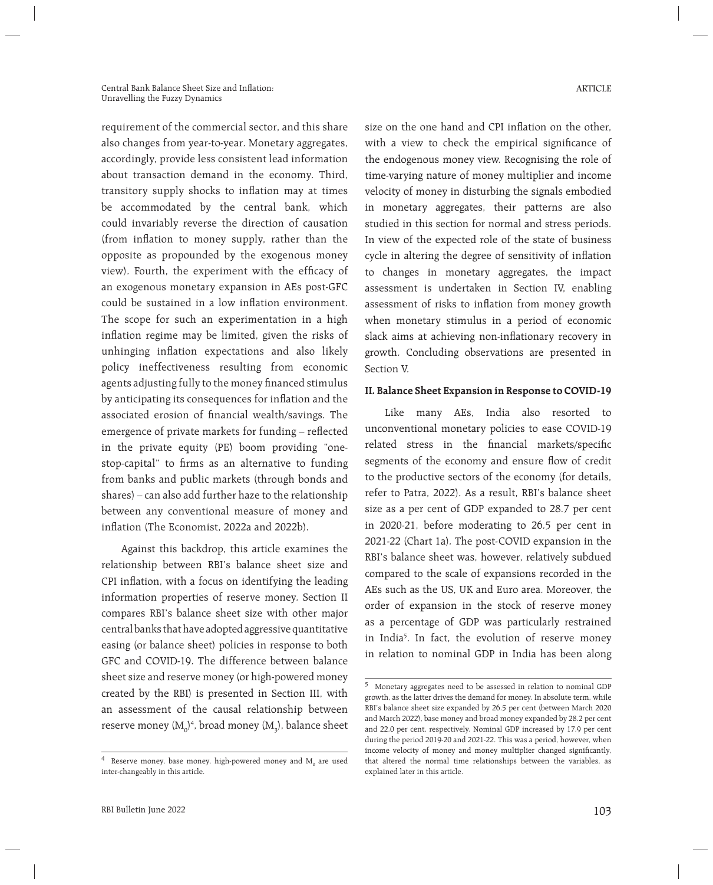requirement of the commercial sector, and this share also changes from year-to-year. Monetary aggregates, accordingly, provide less consistent lead information about transaction demand in the economy. Third, transitory supply shocks to inflation may at times be accommodated by the central bank, which could invariably reverse the direction of causation (from inflation to money supply, rather than the opposite as propounded by the exogenous money view). Fourth, the experiment with the efficacy of an exogenous monetary expansion in AEs post-GFC could be sustained in a low inflation environment. The scope for such an experimentation in a high inflation regime may be limited, given the risks of unhinging inflation expectations and also likely policy ineffectiveness resulting from economic agents adjusting fully to the money financed stimulus by anticipating its consequences for inflation and the associated erosion of financial wealth/savings. The emergence of private markets for funding – reflected in the private equity (PE) boom providing "one-stop-capital" to firms as an alternative to funding from banks and public markets (through bonds and shares) – can also add further haze to the relationship between any conventional measure of money and inflation (The Economist, 2022a and 2022b).

Against this backdrop, this article examines the relationship between RBI's balance sheet size and CPI inflation, with a focus on identifying the leading information properties of reserve money. Section II compares RBI's balance sheet size with other major central banks that have adopted aggressive quantitative easing (or balance sheet) policies in response to both GFC and COVID-19. The difference between balance sheet size and reserve money (or high-powered money created by the RBI) is presented in Section III, with an assessment of the causal relationship between reserve money ($M_0$)[4], broad money ($M_3$), balance sheet size on the one hand and CPI inflation on the other, with a view to check the empirical significance of the endogenous money view. Recognising the role of time-varying nature of money multiplier and income velocity of money in disturbing the signals embodied in monetary aggregates, their patterns are also studied in this section for normal and stress periods. In view of the expected role of the state of business cycle in altering the degree of sensitivity of inflation to changes in monetary aggregates, the impact assessment is undertaken in Section IV, enabling assessment of risks to inflation from money growth when monetary stimulus in a period of economic slack aims at achieving non-inflationary recovery in growth. Concluding observations are presented in Section V.

## II. Balance Sheet Expansion in Response to COVID-19

Like many AEs, India also resorted to unconventional monetary policies to ease COVID-19 related stress in the financial markets/specific segments of the economy and ensure flow of credit to the productive sectors of the economy (for details, refer to Patra, 2022). As a result, RBI's balance sheet size as a per cent of GDP expanded to 28.7 per cent in 2020-21, before moderating to 26.5 per cent in 2021-22 (Chart 1a). The post-COVID expansion in the RBI's balance sheet was, however, relatively subdued compared to the scale of expansions recorded in the AEs such as the US, UK and Euro area. Moreover, the order of expansion in the stock of reserve money as a percentage of GDP was particularly restrained in India[5]. In fact, the evolution of reserve money in relation to nominal GDP in India has been along

---

[4] Reserve money, base money, high-powered money and $M_0$ are used inter-changeably in this article.

[5] Monetary aggregates need to be assessed in relation to nominal GDP growth, as the latter drives the demand for money. In absolute term, while RBI's balance sheet size expanded by 26.5 per cent (between March 2020 and March 2022), base money and broad money expanded by 28.2 per cent and 22.0 per cent, respectively. Nominal GDP increased by 17.9 per cent during the period 2019-20 and 2021-22. This was a period, however, when income velocity of money and money multiplier changed significantly, that altered the normal time relationships between the variables, as explained later in this article.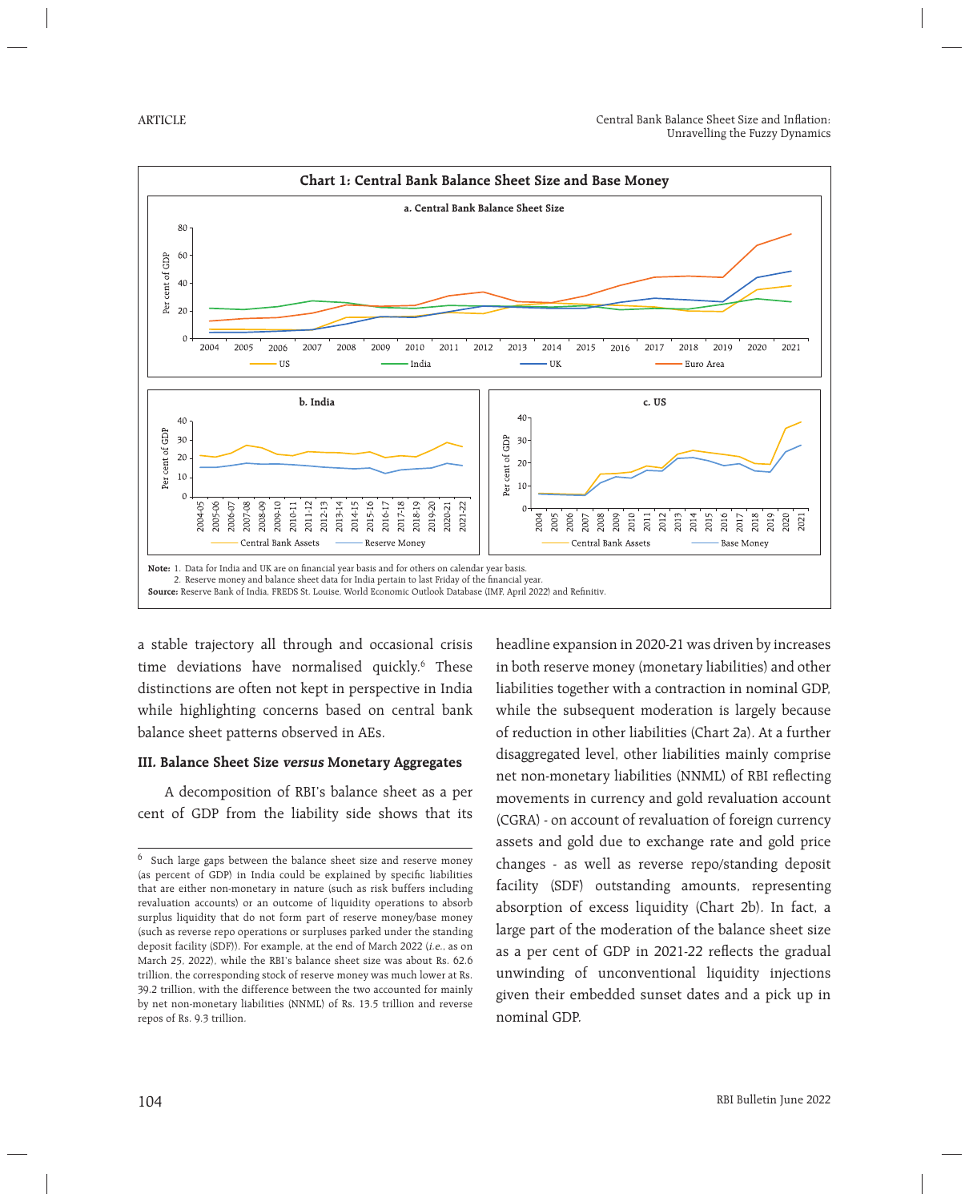**Chart 1: Central Bank Balance Sheet Size and Base Money**

a. Central Bank Balance Sheet Size

b. India

c. US

**Note:** 1. Data for India and UK are on financial year basis and for others on calendar year basis.
2. Reserve money and balance sheet data for India pertain to last Friday of the financial year.

**Source:** Reserve Bank of India, FREDS St. Louise, World Economic Outlook Database (IMF, April 2022) and Refinitiv.

a stable trajectory all through and occasional crisis time deviations have normalised quickly.[6] These distinctions are often not kept in perspective in India while highlighting concerns based on central bank balance sheet patterns observed in AEs.

### III. Balance Sheet Size *versus* Monetary Aggregates

A decomposition of RBI's balance sheet as a per cent of GDP from the liability side shows that its headline expansion in 2020-21 was driven by increases in both reserve money (monetary liabilities) and other liabilities together with a contraction in nominal GDP, while the subsequent moderation is largely because of reduction in other liabilities (Chart 2a). At a further disaggregated level, other liabilities mainly comprise net non-monetary liabilities (NNML) of RBI reflecting movements in currency and gold revaluation account (CGRA) - on account of revaluation of foreign currency assets and gold due to exchange rate and gold price changes - as well as reverse repo/standing deposit facility (SDF) outstanding amounts, representing absorption of excess liquidity (Chart 2b). In fact, a large part of the moderation of the balance sheet size as a per cent of GDP in 2021-22 reflects the gradual unwinding of unconventional liquidity injections given their embedded sunset dates and a pick up in nominal GDP.

[6] Such large gaps between the balance sheet size and reserve money (as percent of GDP) in India could be explained by specific liabilities that are either non-monetary in nature (such as risk buffers including revaluation accounts) or an outcome of liquidity operations to absorb surplus liquidity that do not form part of reserve money/base money (such as reverse repo operations or surpluses parked under the standing deposit facility (SDF)). For example, at the end of March 2022 (*i.e.*, as on March 25, 2022), while the RBI's balance sheet size was about Rs. 62.6 trillion, the corresponding stock of reserve money was much lower at Rs. 39.2 trillion, with the difference between the two accounted for mainly by net non-monetary liabilities (NNML) of Rs. 13.5 trillion and reverse repos of Rs. 9.3 trillion.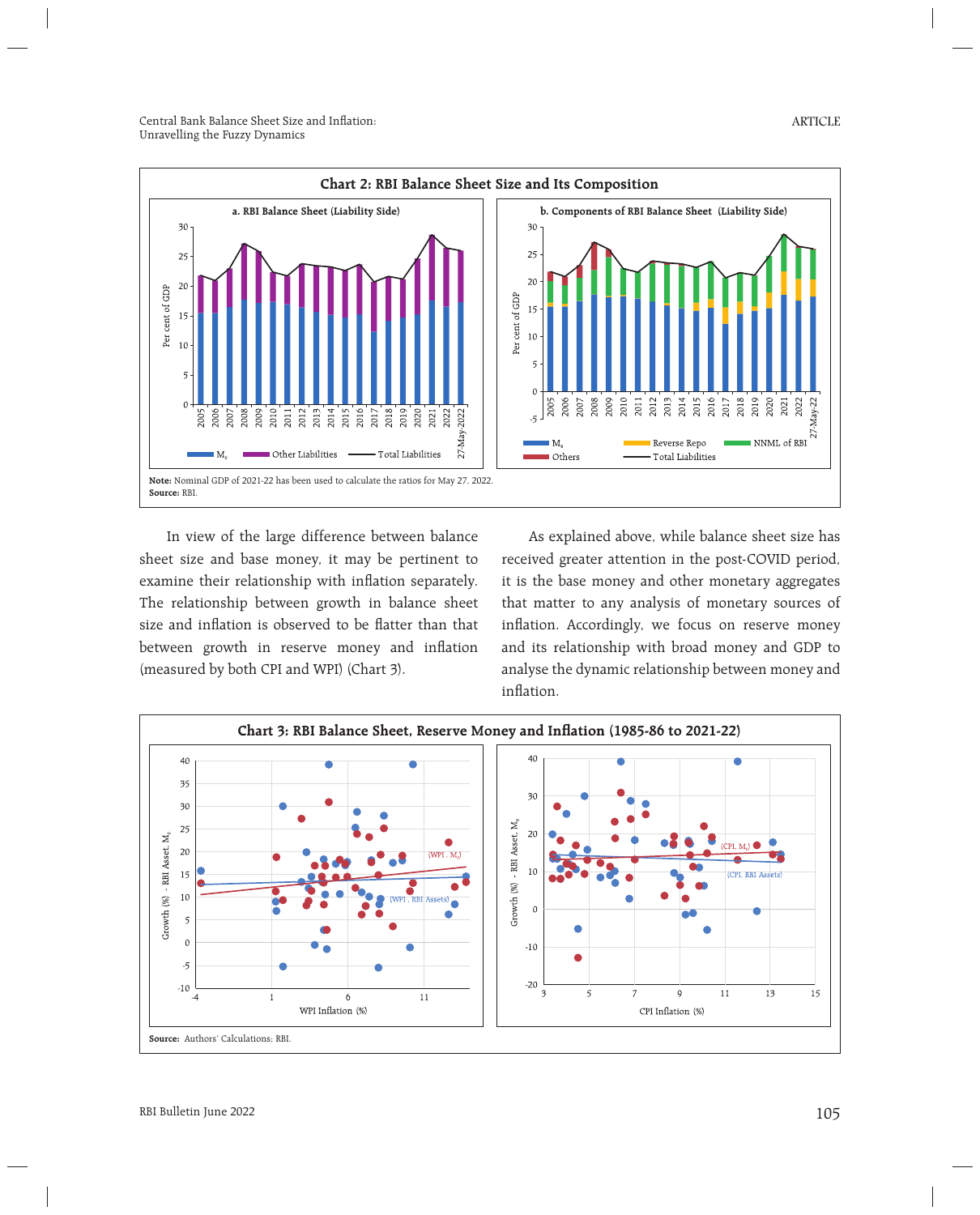**Chart 2: RBI Balance Sheet Size and Its Composition**

**a. RBI Balance Sheet (Liability Side)**

**b. Components of RBI Balance Sheet (Liability Side)**

**Note:** Nominal GDP of 2021-22 has been used to calculate the ratios for May 27, 2022.
**Source:** RBI.

In view of the large difference between balance sheet size and base money, it may be pertinent to examine their relationship with inflation separately. The relationship between growth in balance sheet size and inflation is observed to be flatter than that between growth in reserve money and inflation (measured by both CPI and WPI) (Chart 3).

As explained above, while balance sheet size has received greater attention in the post-COVID period, it is the base money and other monetary aggregates that matter to any analysis of monetary sources of inflation. Accordingly, we focus on reserve money and its relationship with broad money and GDP to analyse the dynamic relationship between money and inflation.

**Chart 3: RBI Balance Sheet, Reserve Money and Inflation (1985-86 to 2021-22)**

**Source:** Authors' Calculations; RBI.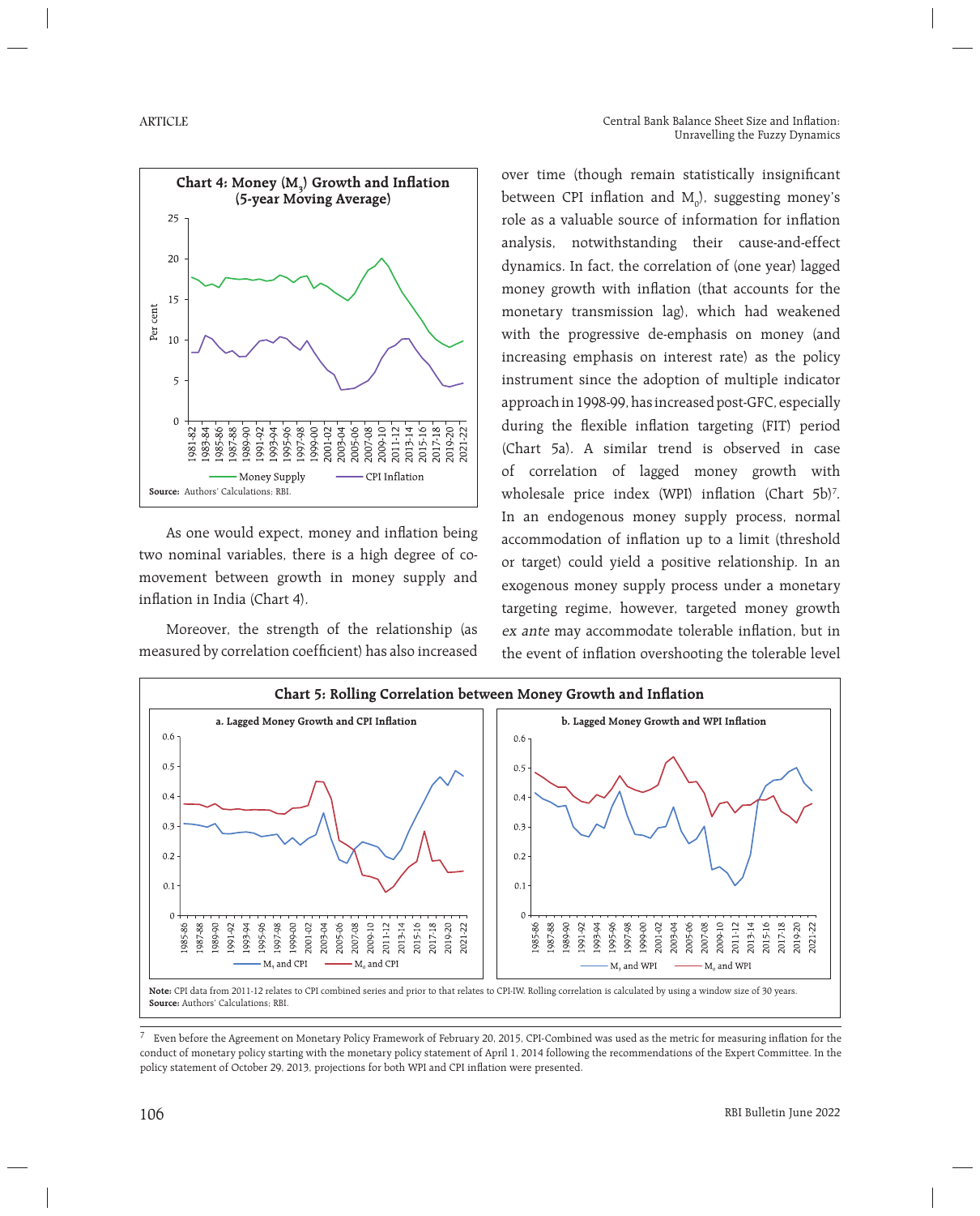**Chart 4: Money ($M_3$) Growth and Inflation (5-year Moving Average)**

**Source:** Authors' Calculations; RBI.

As one would expect, money and inflation being two nominal variables, there is a high degree of co-movement between growth in money supply and inflation in India (Chart 4).

Moreover, the strength of the relationship (as measured by correlation coefficient) has also increased over time (though remain statistically insignificant between CPI inflation and $M_0$), suggesting money's role as a valuable source of information for inflation analysis, notwithstanding their cause-and-effect dynamics. In fact, the correlation of (one year) lagged money growth with inflation (that accounts for the monetary transmission lag), which had weakened with the progressive de-emphasis on money (and increasing emphasis on interest rate) as the policy instrument since the adoption of multiple indicator approach in 1998-99, has increased post-GFC, especially during the flexible inflation targeting (FIT) period (Chart 5a). A similar trend is observed in case of correlation of lagged money growth with wholesale price index (WPI) inflation (Chart 5b)[7]. In an endogenous money supply process, normal accommodation of inflation up to a limit (threshold or target) could yield a positive relationship. In an exogenous money supply process under a monetary targeting regime, however, targeted money growth *ex ante* may accommodate tolerable inflation, but in the event of inflation overshooting the tolerable level

**Chart 5: Rolling Correlation between Money Growth and Inflation**

a. Lagged Money Growth and CPI Inflation

b. Lagged Money Growth and WPI Inflation

**Note:** CPI data from 2011-12 relates to CPI combined series and prior to that relates to CPI-IW. Rolling correlation is calculated by using a window size of 30 years.

**Source:** Authors' Calculations; RBI.

---

[7] Even before the Agreement on Monetary Policy Framework of February 20, 2015, CPI-Combined was used as the metric for measuring inflation for the conduct of monetary policy starting with the monetary policy statement of April 1, 2014 following the recommendations of the Expert Committee. In the policy statement of October 29, 2013, projections for both WPI and CPI inflation were presented.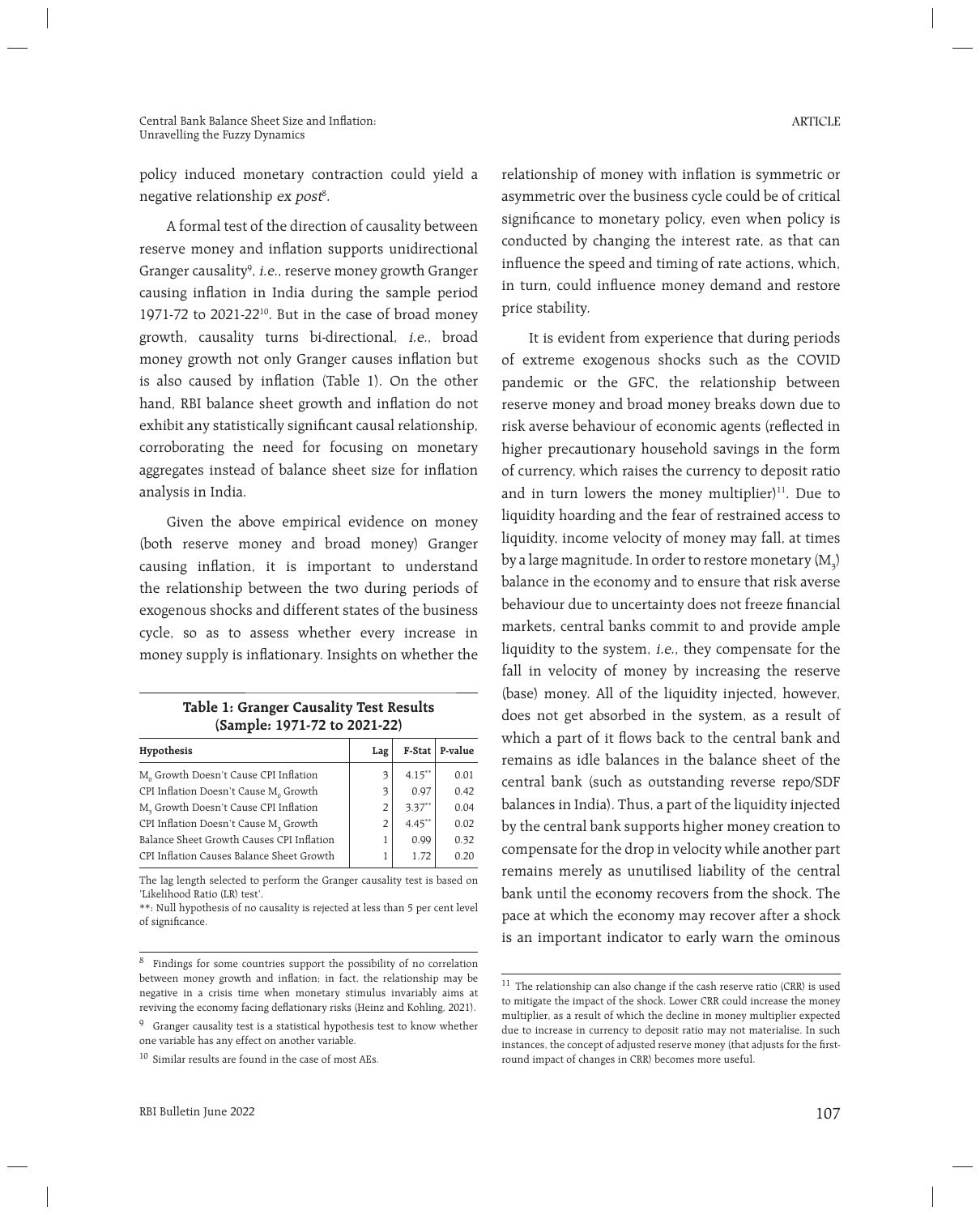policy induced monetary contraction could yield a negative relationship *ex post*[8].

A formal test of the direction of causality between reserve money and inflation supports unidirectional Granger causality[9], *i.e.*, reserve money growth Granger causing inflation in India during the sample period 1971-72 to 2021-22[10]. But in the case of broad money growth, causality turns bi-directional, *i.e.*, broad money growth not only Granger causes inflation but is also caused by inflation (Table 1). On the other hand, RBI balance sheet growth and inflation do not exhibit any statistically significant causal relationship, corroborating the need for focusing on monetary aggregates instead of balance sheet size for inflation analysis in India.

Given the above empirical evidence on money (both reserve money and broad money) Granger causing inflation, it is important to understand the relationship between the two during periods of exogenous shocks and different states of the business cycle, so as to assess whether every increase in money supply is inflationary. Insights on whether the relationship of money with inflation is symmetric or asymmetric over the business cycle could be of critical significance to monetary policy, even when policy is conducted by changing the interest rate, as that can influence the speed and timing of rate actions, which, in turn, could influence money demand and restore price stability.

**Table 1: Granger Causality Test Results (Sample: 1971-72 to 2021-22)**

| Hypothesis | Lag | F-Stat | P-value |
|---|---|---|---|
| $M_0$ Growth Doesn't Cause CPI Inflation | 3 | 4.15** | 0.01 |
| CPI Inflation Doesn't Cause $M_0$ Growth | 3 | 0.97 | 0.42 |
| $M_3$ Growth Doesn't Cause CPI Inflation | 2 | 3.37** | 0.04 |
| CPI Inflation Doesn't Cause $M_3$ Growth | 2 | 4.45** | 0.02 |
| Balance Sheet Growth Causes CPI Inflation | 1 | 0.99 | 0.32 |
| CPI Inflation Causes Balance Sheet Growth | 1 | 1.72 | 0.20 |

The lag length selected to perform the Granger causality test is based on 'Likelihood Ratio (LR) test'.

**: Null hypothesis of no causality is rejected at less than 5 per cent level of significance.

It is evident from experience that during periods of extreme exogenous shocks such as the COVID pandemic or the GFC, the relationship between reserve money and broad money breaks down due to risk averse behaviour of economic agents (reflected in higher precautionary household savings in the form of currency, which raises the currency to deposit ratio and in turn lowers the money multiplier)[11]. Due to liquidity hoarding and the fear of restrained access to liquidity, income velocity of money may fall, at times by a large magnitude. In order to restore monetary ($M_3$) balance in the economy and to ensure that risk averse behaviour due to uncertainty does not freeze financial markets, central banks commit to and provide ample liquidity to the system, *i.e.*, they compensate for the fall in velocity of money by increasing the reserve (base) money. All of the liquidity injected, however, does not get absorbed in the system, as a result of which a part of it flows back to the central bank and remains as idle balances in the balance sheet of the central bank (such as outstanding reverse repo/SDF balances in India). Thus, a part of the liquidity injected by the central bank supports higher money creation to compensate for the drop in velocity while another part remains merely as unutilised liability of the central bank until the economy recovers from the shock. The pace at which the economy may recover after a shock is an important indicator to early warn the ominous

---

[8] Findings for some countries support the possibility of no correlation between money growth and inflation; in fact, the relationship may be negative in a crisis time when monetary stimulus invariably aims at reviving the economy facing deflationary risks (Heinz and Kohling, 2021).

[9] Granger causality test is a statistical hypothesis test to know whether one variable has any effect on another variable.

[10] Similar results are found in the case of most AEs.

[11] The relationship can also change if the cash reserve ratio (CRR) is used to mitigate the impact of the shock. Lower CRR could increase the money multiplier, as a result of which the decline in money multiplier expected due to increase in currency to deposit ratio may not materialise. In such instances, the concept of adjusted reserve money (that adjusts for the first-round impact of changes in CRR) becomes more useful.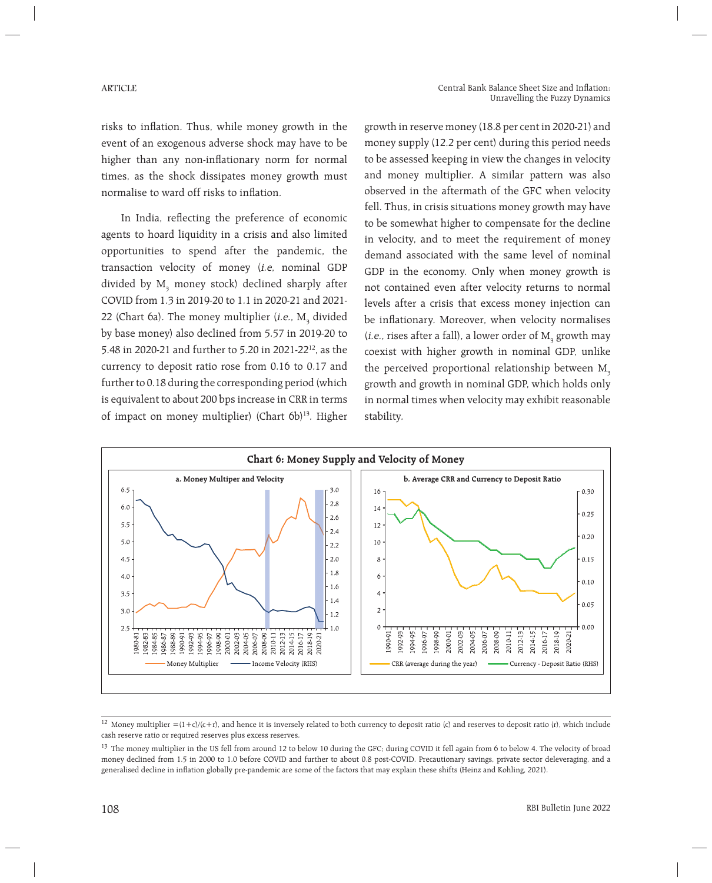risks to inflation. Thus, while money growth in the event of an exogenous adverse shock may have to be higher than any non-inflationary norm for normal times, as the shock dissipates money growth must normalise to ward off risks to inflation.

In India, reflecting the preference of economic agents to hoard liquidity in a crisis and also limited opportunities to spend after the pandemic, the transaction velocity of money (*i.e*, nominal GDP divided by $M_3$ money stock) declined sharply after COVID from 1.3 in 2019-20 to 1.1 in 2020-21 and 2021-22 (Chart 6a). The money multiplier (*i.e.*, $M_3$ divided by base money) also declined from 5.57 in 2019-20 to 5.48 in 2020-21 and further to 5.20 in 2021-22[12], as the currency to deposit ratio rose from 0.16 to 0.17 and further to 0.18 during the corresponding period (which is equivalent to about 200 bps increase in CRR in terms of impact on money multiplier) (Chart 6b)[13]. Higher growth in reserve money (18.8 per cent in 2020-21) and money supply (12.2 per cent) during this period needs to be assessed keeping in view the changes in velocity and money multiplier. A similar pattern was also observed in the aftermath of the GFC when velocity fell. Thus, in crisis situations money growth may have to be somewhat higher to compensate for the decline in velocity, and to meet the requirement of money demand associated with the same level of nominal GDP in the economy. Only when money growth is not contained even after velocity returns to normal levels after a crisis that excess money injection can be inflationary. Moreover, when velocity normalises (*i.e.*, rises after a fall), a lower order of $M_3$ growth may coexist with higher growth in nominal GDP, unlike the perceived proportional relationship between $M_3$ growth and growth in nominal GDP, which holds only in normal times when velocity may exhibit reasonable stability.

**Chart 6: Money Supply and Velocity of Money**

a. Money Multiper and Velocity

b. Average CRR and Currency to Deposit Ratio

---

[12] Money multiplier = (1+c)/(c+r), and hence it is inversely related to both currency to deposit ratio (c) and reserves to deposit ratio (r), which include cash reserve ratio or required reserves plus excess reserves.

[13] The money multiplier in the US fell from around 12 to below 10 during the GFC; during COVID it fell again from 6 to below 4. The velocity of broad money declined from 1.5 in 2000 to 1.0 before COVID and further to about 0.8 post-COVID. Precautionary savings, private sector deleveraging, and a generalised decline in inflation globally pre-pandemic are some of the factors that may explain these shifts (Heinz and Kohling, 2021).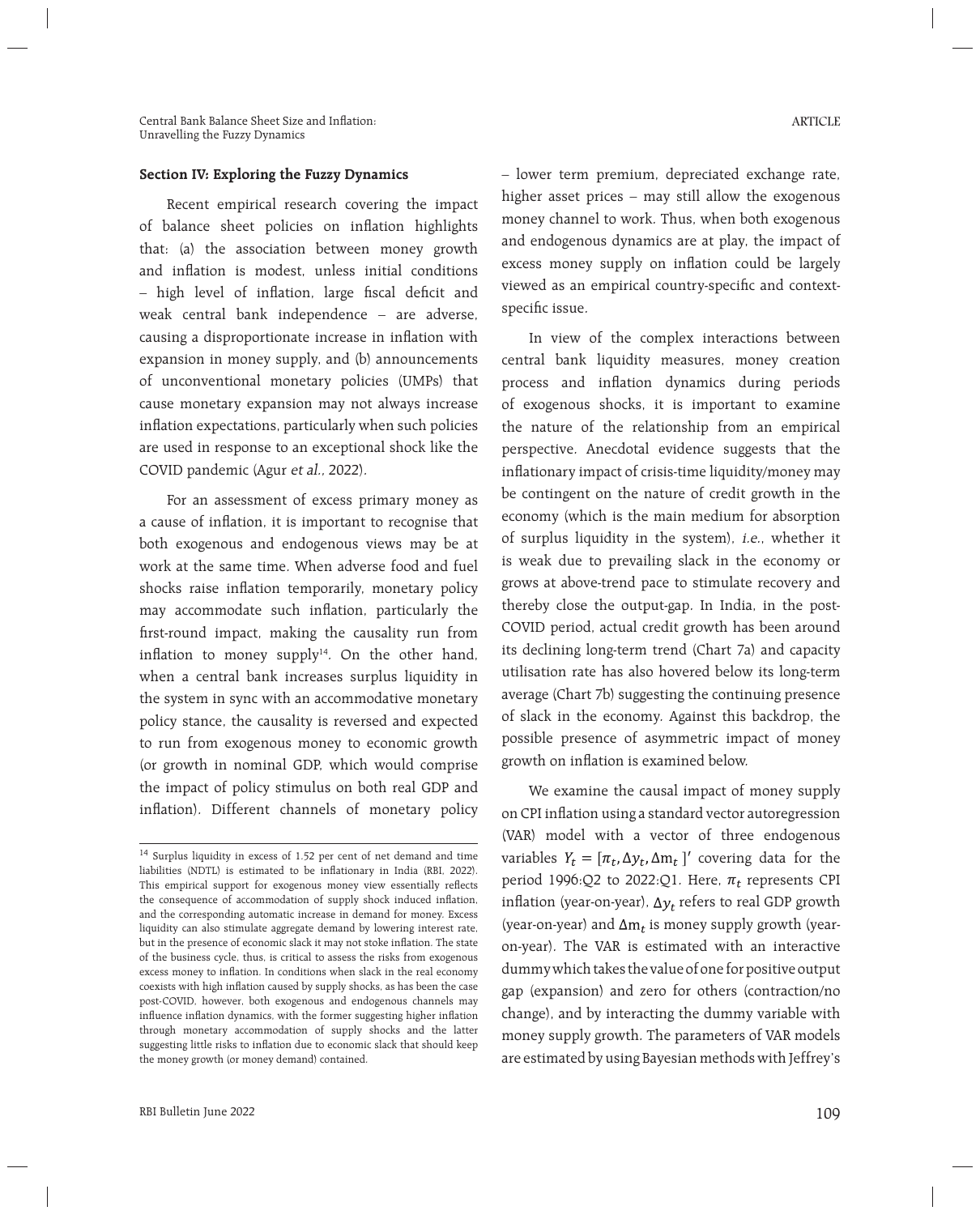### Section IV: Exploring the Fuzzy Dynamics

Recent empirical research covering the impact of balance sheet policies on inflation highlights that: (a) the association between money growth and inflation is modest, unless initial conditions – high level of inflation, large fiscal deficit and weak central bank independence – are adverse, causing a disproportionate increase in inflation with expansion in money supply, and (b) announcements of unconventional monetary policies (UMPs) that cause monetary expansion may not always increase inflation expectations, particularly when such policies are used in response to an exceptional shock like the COVID pandemic (Agur *et al.,* 2022).

For an assessment of excess primary money as a cause of inflation, it is important to recognise that both exogenous and endogenous views may be at work at the same time. When adverse food and fuel shocks raise inflation temporarily, monetary policy may accommodate such inflation, particularly the first-round impact, making the causality run from inflation to money supply[14]. On the other hand, when a central bank increases surplus liquidity in the system in sync with an accommodative monetary policy stance, the causality is reversed and expected to run from exogenous money to economic growth (or growth in nominal GDP, which would comprise the impact of policy stimulus on both real GDP and inflation). Different channels of monetary policy – lower term premium, depreciated exchange rate, higher asset prices – may still allow the exogenous money channel to work. Thus, when both exogenous and endogenous dynamics are at play, the impact of excess money supply on inflation could be largely viewed as an empirical country-specific and context-specific issue.

In view of the complex interactions between central bank liquidity measures, money creation process and inflation dynamics during periods of exogenous shocks, it is important to examine the nature of the relationship from an empirical perspective. Anecdotal evidence suggests that the inflationary impact of crisis-time liquidity/money may be contingent on the nature of credit growth in the economy (which is the main medium for absorption of surplus liquidity in the system), *i.e.*, whether it is weak due to prevailing slack in the economy or grows at above-trend pace to stimulate recovery and thereby close the output-gap. In India, in the post-COVID period, actual credit growth has been around its declining long-term trend (Chart 7a) and capacity utilisation rate has also hovered below its long-term average (Chart 7b) suggesting the continuing presence of slack in the economy. Against this backdrop, the possible presence of asymmetric impact of money growth on inflation is examined below.

We examine the causal impact of money supply on CPI inflation using a standard vector autoregression (VAR) model with a vector of three endogenous variables $Y_t = [\pi_t, \Delta y_t, \Delta m_t]'$ covering data for the period 1996:Q2 to 2022:Q1. Here, $\pi_t$ represents CPI inflation (year-on-year), $\Delta y_t$ refers to real GDP growth (year-on-year) and $\Delta m_t$ is money supply growth (year-on-year). The VAR is estimated with an interactive dummy which takes the value of one for positive output gap (expansion) and zero for others (contraction/no change), and by interacting the dummy variable with money supply growth. The parameters of VAR models are estimated by using Bayesian methods with Jeffrey's

---

[14] Surplus liquidity in excess of 1.52 per cent of net demand and time liabilities (NDTL) is estimated to be inflationary in India (RBI, 2022). This empirical support for exogenous money view essentially reflects the consequence of accommodation of supply shock induced inflation, and the corresponding automatic increase in demand for money. Excess liquidity can also stimulate aggregate demand by lowering interest rate, but in the presence of economic slack it may not stoke inflation. The state of the business cycle, thus, is critical to assess the risks from exogenous excess money to inflation. In conditions when slack in the real economy coexists with high inflation caused by supply shocks, as has been the case post-COVID, however, both exogenous and endogenous channels may influence inflation dynamics, with the former suggesting higher inflation through monetary accommodation of supply shocks and the latter suggesting little risks to inflation due to economic slack that should keep the money growth (or money demand) contained.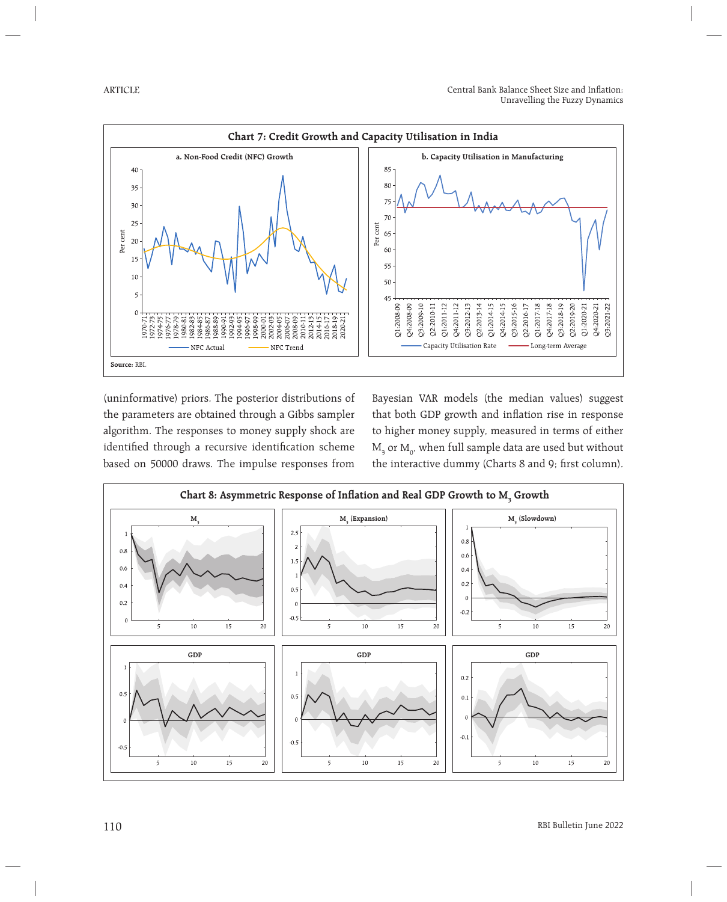**Chart 7: Credit Growth and Capacity Utilisation in India**

a. Non-Food Credit (NFC) Growth

b. Capacity Utilisation in Manufacturing

**Source:** RBI.

(uninformative) priors. The posterior distributions of the parameters are obtained through a Gibbs sampler algorithm. The responses to money supply shock are identified through a recursive identification scheme based on 50000 draws. The impulse responses from Bayesian VAR models (the median values) suggest that both GDP growth and inflation rise in response to higher money supply, measured in terms of either $M_3$ or $M_0$, when full sample data are used but without the interactive dummy (Charts 8 and 9; first column).

**Chart 8: Asymmetric Response of Inflation and Real GDP Growth to $M_3$ Growth**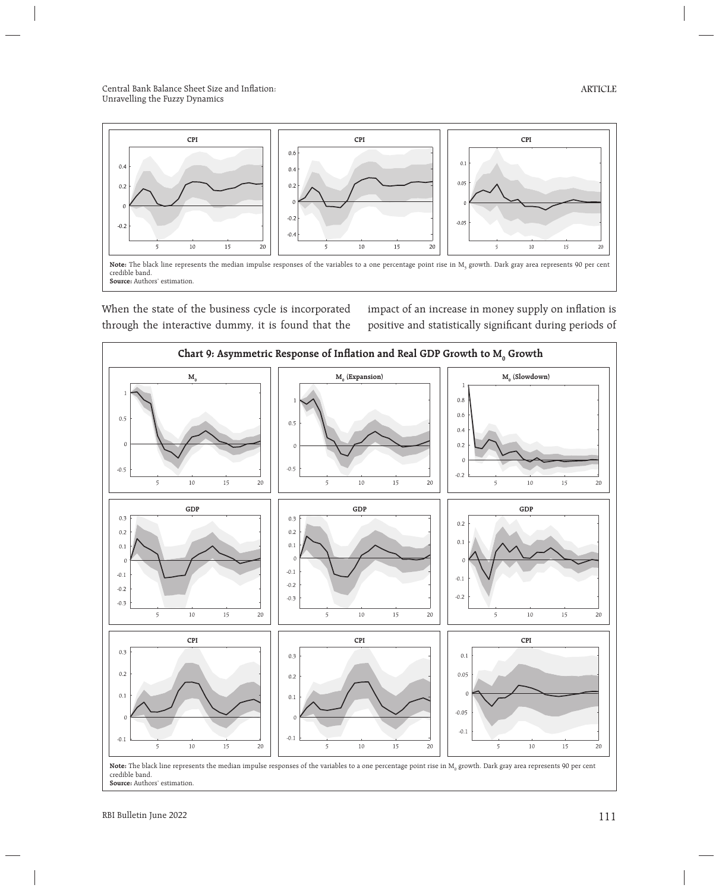**Note:** The black line represents the median impulse responses of the variables to a one percentage point rise in $M_3$ growth. Dark gray area represents 90 per cent credible band.

**Source:** Authors' estimation.

When the state of the business cycle is incorporated through the interactive dummy, it is found that the impact of an increase in money supply on inflation is positive and statistically significant during periods of

**Chart 9: Asymmetric Response of Inflation and Real GDP Growth to $M_0$ Growth**

**Note:** The black line represents the median impulse responses of the variables to a one percentage point rise in $M_0$ growth. Dark gray area represents 90 per cent credible band.

**Source:** Authors' estimation.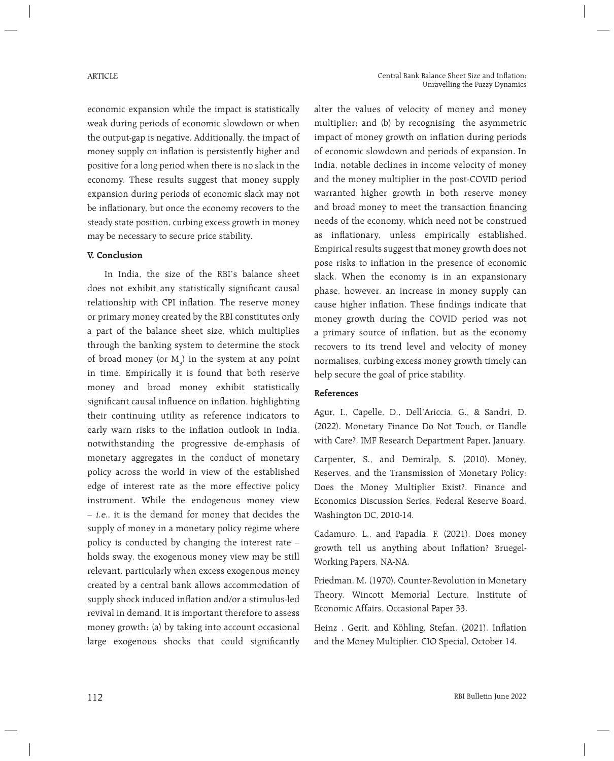economic expansion while the impact is statistically weak during periods of economic slowdown or when the output-gap is negative. Additionally, the impact of money supply on inflation is persistently higher and positive for a long period when there is no slack in the economy. These results suggest that money supply expansion during periods of economic slack may not be inflationary, but once the economy recovers to the steady state position, curbing excess growth in money may be necessary to secure price stability.

### V. Conclusion

In India, the size of the RBI's balance sheet does not exhibit any statistically significant causal relationship with CPI inflation. The reserve money or primary money created by the RBI constitutes only a part of the balance sheet size, which multiplies through the banking system to determine the stock of broad money (or $M_3$) in the system at any point in time. Empirically it is found that both reserve money and broad money exhibit statistically significant causal influence on inflation, highlighting their continuing utility as reference indicators to early warn risks to the inflation outlook in India, notwithstanding the progressive de-emphasis of monetary aggregates in the conduct of monetary policy across the world in view of the established edge of interest rate as the more effective policy instrument. While the endogenous money view – *i.e.*, it is the demand for money that decides the supply of money in a monetary policy regime where policy is conducted by changing the interest rate – holds sway, the exogenous money view may be still relevant, particularly when excess exogenous money created by a central bank allows accommodation of supply shock induced inflation and/or a stimulus-led revival in demand. It is important therefore to assess money growth: (a) by taking into account occasional large exogenous shocks that could significantly alter the values of velocity of money and money multiplier; and (b) by recognising the asymmetric impact of money growth on inflation during periods of economic slowdown and periods of expansion. In India, notable declines in income velocity of money and the money multiplier in the post-COVID period warranted higher growth in both reserve money and broad money to meet the transaction financing needs of the economy, which need not be construed as inflationary, unless empirically established. Empirical results suggest that money growth does not pose risks to inflation in the presence of economic slack. When the economy is in an expansionary phase, however, an increase in money supply can cause higher inflation. These findings indicate that money growth during the COVID period was not a primary source of inflation, but as the economy recovers to its trend level and velocity of money normalises, curbing excess money growth timely can help secure the goal of price stability.

### References

Agur, I., Capelle, D., Dell'Ariccia, G., & Sandri, D. (2022). Monetary Finance Do Not Touch, or Handle with Care?. IMF Research Department Paper, January.

Carpenter, S., and Demiralp, S. (2010). Money, Reserves, and the Transmission of Monetary Policy: Does the Money Multiplier Exist?. Finance and Economics Discussion Series, Federal Reserve Board, Washington DC, 2010-14.

Cadamuro, L., and Papadia, F. (2021). Does money growth tell us anything about Inflation? Bruegel-Working Papers, NA-NA.

Friedman, M. (1970). Counter-Revolution in Monetary Theory. Wincott Memorial Lecture, Institute of Economic Affairs, Occasional Paper 33.

Heinz , Gerit. and Köhling, Stefan. (2021). Inflation and the Money Multiplier. CIO Special, October 14.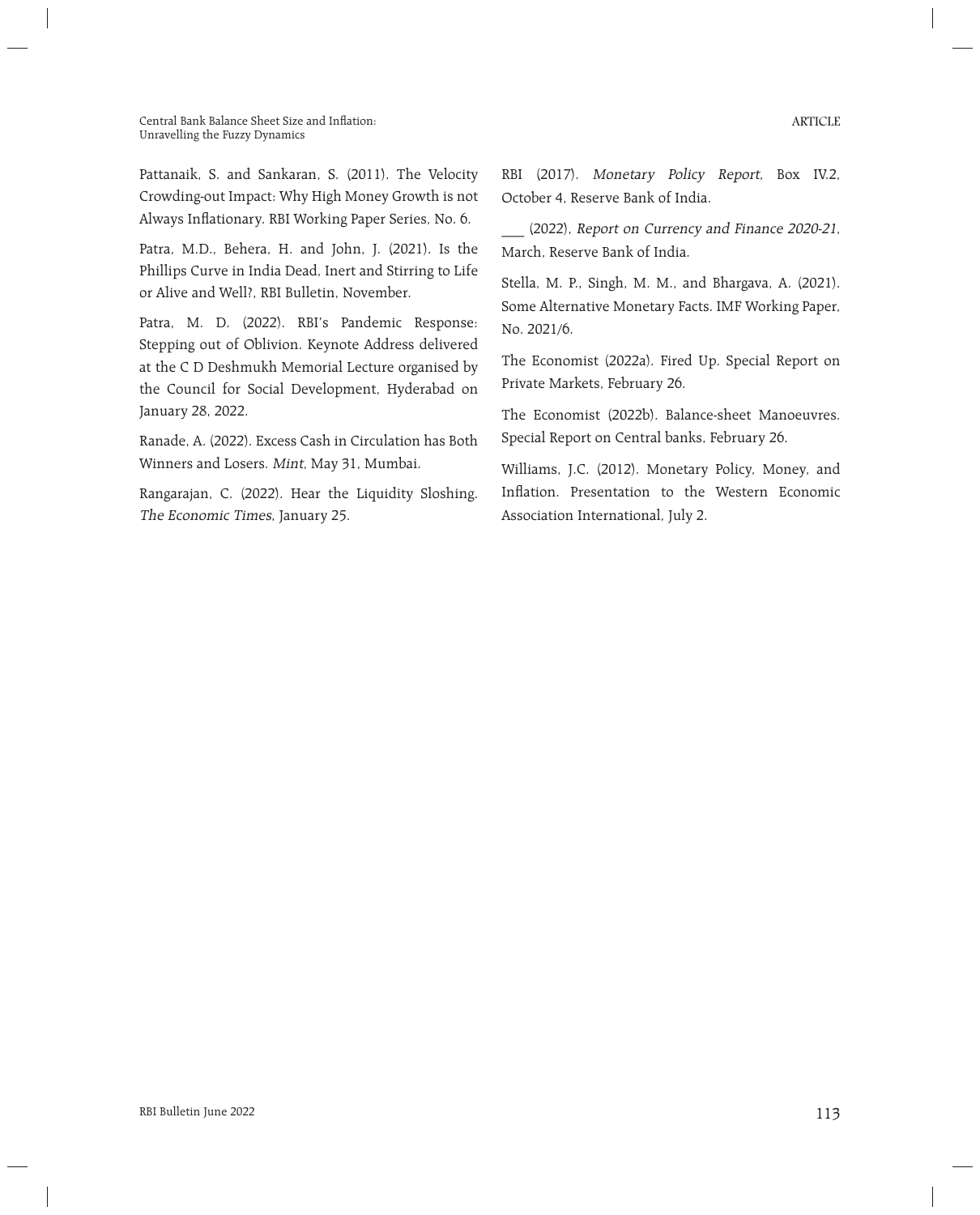Pattanaik, S. and Sankaran, S. (2011). The Velocity Crowding-out Impact: Why High Money Growth is not Always Inflationary. RBI Working Paper Series, No. 6.

Patra, M.D., Behera, H. and John, J. (2021). Is the Phillips Curve in India Dead, Inert and Stirring to Life or Alive and Well?, RBI Bulletin, November.

Patra, M. D. (2022). RBI's Pandemic Response: Stepping out of Oblivion. Keynote Address delivered at the C D Deshmukh Memorial Lecture organised by the Council for Social Development, Hyderabad on January 28, 2022.

Ranade, A. (2022). Excess Cash in Circulation has Both Winners and Losers. *Mint*, May 31, Mumbai.

Rangarajan, C. (2022). Hear the Liquidity Sloshing. *The Economic Times*, January 25.

RBI (2017). *Monetary Policy Report*, Box IV.2, October 4, Reserve Bank of India.

___ (2022), *Report on Currency and Finance 2020-21*, March, Reserve Bank of India.

Stella, M. P., Singh, M. M., and Bhargava, A. (2021). Some Alternative Monetary Facts. IMF Working Paper, No. 2021/6.

The Economist (2022a). Fired Up. Special Report on Private Markets, February 26.

The Economist (2022b). Balance-sheet Manoeuvres. Special Report on Central banks, February 26.

Williams, J.C. (2012). Monetary Policy, Money, and Inflation. Presentation to the Western Economic Association International, July 2.